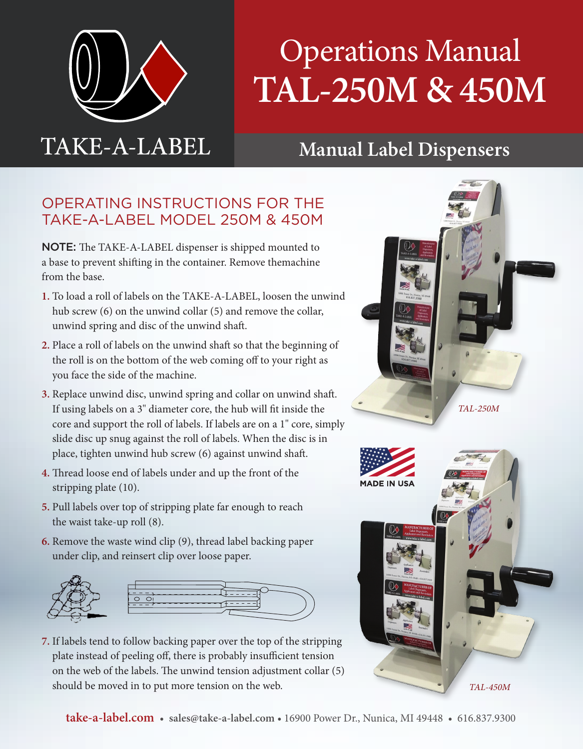TAKE-A-LABEL

# Operations Manual TAL-250M & 450M

## Manual Label Dispensers

### OPERATING INSTRUCTIONS FOR THE TAKE-A-LABEL MODEL 250M & 450M

**NOTE:** The TAKE-A-LABEL dispenser is shipped mounted to a base to prevent shifting in the container. Remove themachine from the base.

1. To load a roll of labels on the TAKE-A-LABEL, loosen the unwind hub screw (6) on the unwind collar (5) and remove the collar, unwind spring and disc of the unwind shaft.
2. Place a roll of labels on the unwind shaft so that the beginning of the roll is on the bottom of the web coming off to your right as you face the side of the machine.
3. Replace unwind disc, unwind spring and collar on unwind shaft. If using labels on a 3" diameter core, the hub will fit inside the core and support the roll of labels. If labels are on a 1" core, simply slide disc up snug against the roll of labels. When the disc is in place, tighten unwind hub screw (6) against unwind shaft.
4. Thread loose end of labels under and up the front of the stripping plate (10).
5. Pull labels over top of stripping plate far enough to reach the waist take-up roll (8).
6. Remove the waste wind clip (9), thread label backing paper under clip, and reinsert clip over loose paper.
7. If labels tend to follow backing paper over the top of the stripping plate instead of peeling off, there is probably insufficient tension on the web of the labels. The unwind tension adjustment collar (5) should be moved in to put more tension on the web.

*TAL-250M*

MADE IN USA

*TAL-450M*

**take-a-label.com** • **sales@take-a-label.com** • 16900 Power Dr., Nunica, MI 49448 • 616.837.9300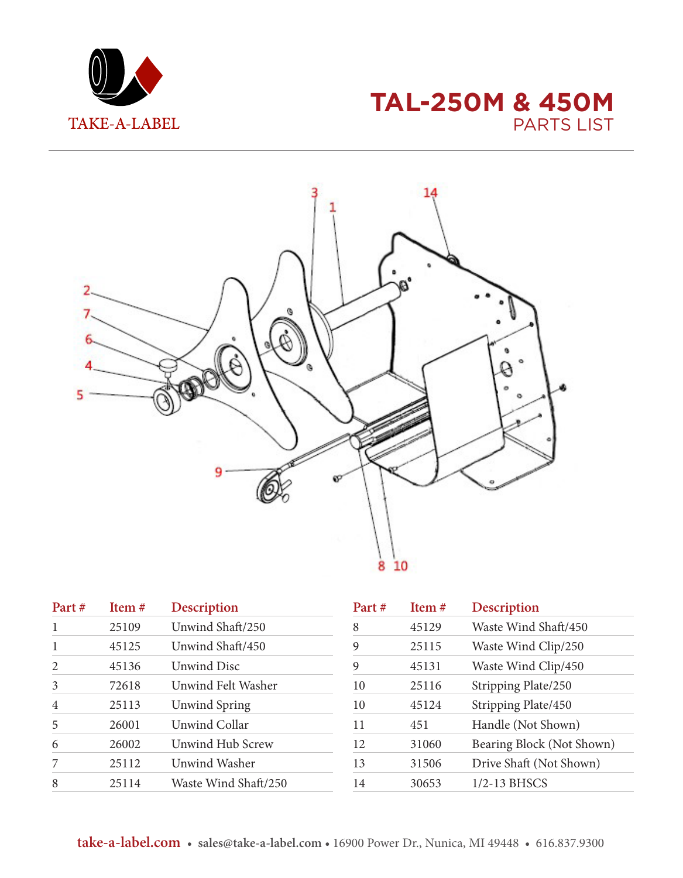TAKE-A-LABEL

# TAL-250M & 450M

## PARTS LIST

| Part # | Item # | Description |
|---|---|---|
| 1 | 25109 | Unwind Shaft/250 |
| 1 | 45125 | Unwind Shaft/450 |
| 2 | 45136 | Unwind Disc |
| 3 | 72618 | Unwind Felt Washer |
| 4 | 25113 | Unwind Spring |
| 5 | 26001 | Unwind Collar |
| 6 | 26002 | Unwind Hub Screw |
| 7 | 25112 | Unwind Washer |
| 8 | 25114 | Waste Wind Shaft/250 |
| 8 | 45129 | Waste Wind Shaft/450 |
| 9 | 25115 | Waste Wind Clip/250 |
| 9 | 45131 | Waste Wind Clip/450 |
| 10 | 25116 | Stripping Plate/250 |
| 10 | 45124 | Stripping Plate/450 |
| 11 | 451 | Handle (Not Shown) |
| 12 | 31060 | Bearing Block (Not Shown) |
| 13 | 31506 | Drive Shaft (Not Shown) |
| 14 | 30653 | 1/2-13 BHSCS |

**take-a-label.com** • **sales@take-a-label.com** • 16900 Power Dr., Nunica, MI 49448 • 616.837.9300